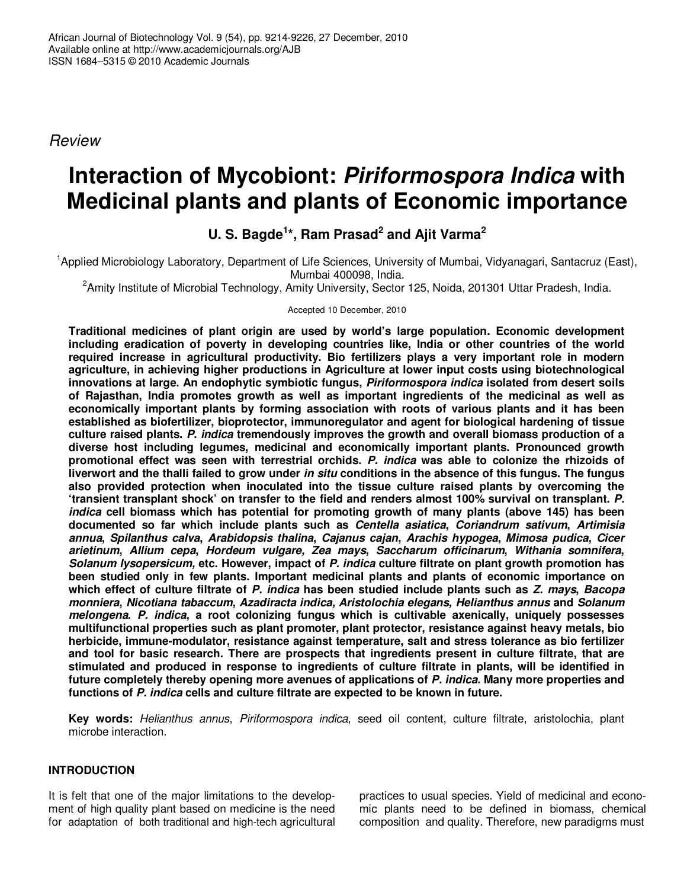Review

# Interaction of Mycobiont: *Piriformospora Indica* with Medicinal plants and plants of Economic importance

**U. S. Bagde[1]*, Ram Prasad[2] and Ajit Varma[2]**

[1]Applied Microbiology Laboratory, Department of Life Sciences, University of Mumbai, Vidyanagari, Santacruz (East), Mumbai 400098, India.

[2]Amity Institute of Microbial Technology, Amity University, Sector 125, Noida, 201301 Uttar Pradesh, India.

Accepted 10 December, 2010

**Traditional medicines of plant origin are used by world's large population. Economic development including eradication of poverty in developing countries like, India or other countries of the world required increase in agricultural productivity. Bio fertilizers plays a very important role in modern agriculture, in achieving higher productions in Agriculture at lower input costs using biotechnological innovations at large. An endophytic symbiotic fungus, *Piriformospora indica* isolated from desert soils of Rajasthan, India promotes growth as well as important ingredients of the medicinal as well as economically important plants by forming association with roots of various plants and it has been established as biofertilizer, bioprotector, immunoregulator and agent for biological hardening of tissue culture raised plants. *P. indica* tremendously improves the growth and overall biomass production of a diverse host including legumes, medicinal and economically important plants. Pronounced growth promotional effect was seen with terrestrial orchids. *P. indica* was able to colonize the rhizoids of liverwort and the thalli failed to grow under *in situ* conditions in the absence of this fungus. The fungus also provided protection when inoculated into the tissue culture raised plants by overcoming the 'transient transplant shock' on transfer to the field and renders almost 100% survival on transplant. *P. indica* cell biomass which has potential for promoting growth of many plants (above 145) has been documented so far which include plants such as *Centella asiatica*, *Coriandrum sativum*, *Artimisia annua*, *Spilanthus calva*, *Arabidopsis thalina*, *Cajanus cajan*, *Arachis hypogea*, *Mimosa pudica*, *Cicer arietinum*, *Allium cepa*, *Hordeum vulgare, Zea mays*, *Saccharum officinarum*, *Withania somnifera*, *Solanum lysopersicum,* etc. However, impact of *P. indica* culture filtrate on plant growth promotion has been studied only in few plants. Important medicinal plants and plants of economic importance on which effect of culture filtrate of *P. indica* has been studied include plants such as *Z. mays*, *Bacopa monniera*, *Nicotiana tabaccum*, *Azadiracta indica, Aristolochia elegans, Helianthus annus* and *Solanum melongena*. *P. indica*, a root colonizing fungus which is cultivable axenically, uniquely possesses multifunctional properties such as plant promoter, plant protector, resistance against heavy metals, bio herbicide, immune-modulator, resistance against temperature, salt and stress tolerance as bio fertilizer and tool for basic research. There are prospects that ingredients present in culture filtrate, that are stimulated and produced in response to ingredients of culture filtrate in plants, will be identified in future completely thereby opening more avenues of applications of *P. indica*. Many more properties and functions of *P. indica* cells and culture filtrate are expected to be known in future.**

**Key words:** *Helianthus annus*, *Piriformospora indica*, seed oil content, culture filtrate, aristolochia, plant microbe interaction.

## INTRODUCTION

It is felt that one of the major limitations to the development of high quality plant based on medicine is the need for adaptation of both traditional and high-tech agricultural practices to usual species. Yield of medicinal and economic plants need to be defined in biomass, chemical composition and quality. Therefore, new paradigms must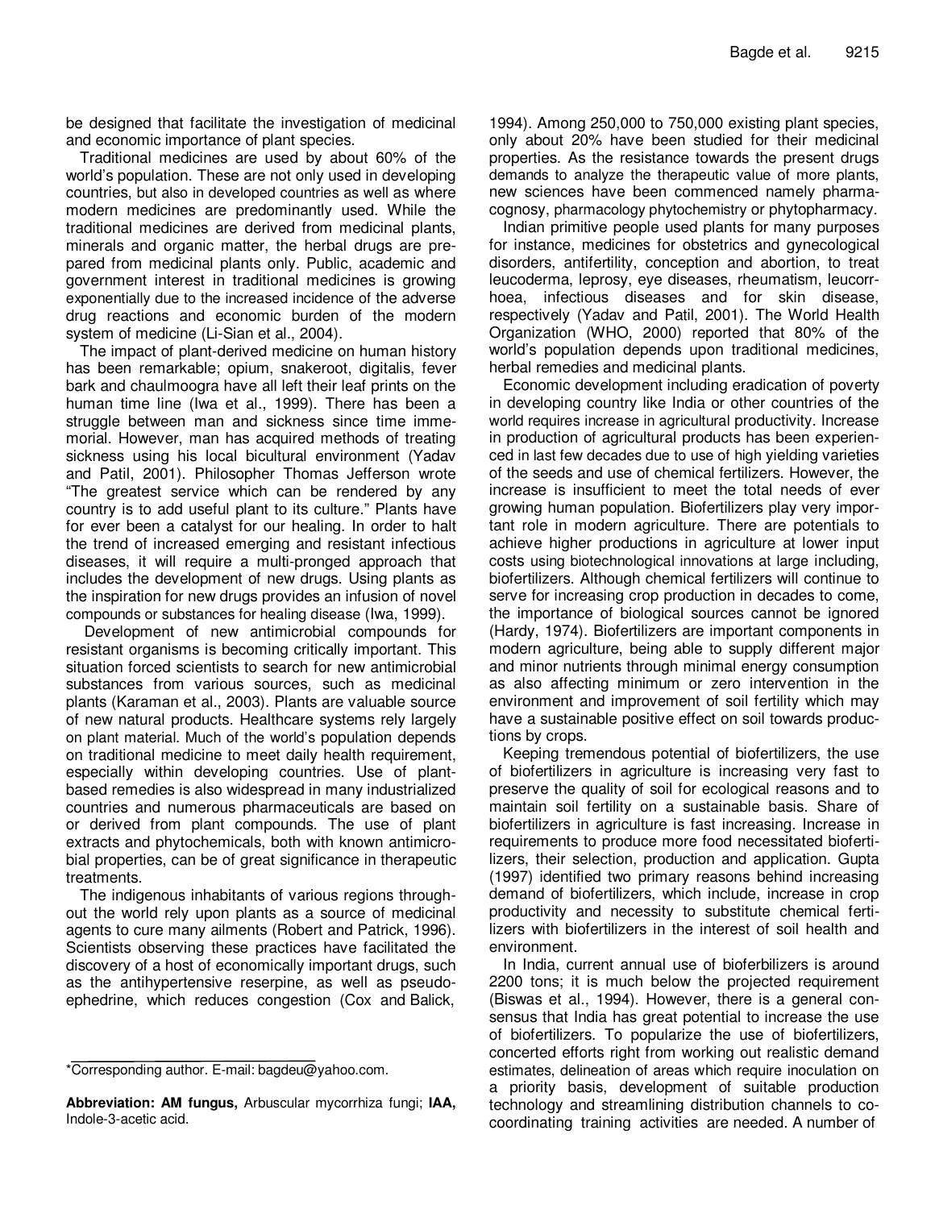be designed that facilitate the investigation of medicinal and economic importance of plant species.

Traditional medicines are used by about 60% of the world's population. These are not only used in developing countries, but also in developed countries as well as where modern medicines are predominantly used. While the traditional medicines are derived from medicinal plants, minerals and organic matter, the herbal drugs are prepared from medicinal plants only. Public, academic and government interest in traditional medicines is growing exponentially due to the increased incidence of the adverse drug reactions and economic burden of the modern system of medicine (Li-Sian et al., 2004).

The impact of plant-derived medicine on human history has been remarkable; opium, snakeroot, digitalis, fever bark and chaulmoogra have all left their leaf prints on the human time line (Iwa et al., 1999). There has been a struggle between man and sickness since time immemorial. However, man has acquired methods of treating sickness using his local bicultural environment (Yadav and Patil, 2001). Philosopher Thomas Jefferson wrote "The greatest service which can be rendered by any country is to add useful plant to its culture." Plants have for ever been a catalyst for our healing. In order to halt the trend of increased emerging and resistant infectious diseases, it will require a multi-pronged approach that includes the development of new drugs. Using plants as the inspiration for new drugs provides an infusion of novel compounds or substances for healing disease (Iwa, 1999).

Development of new antimicrobial compounds for resistant organisms is becoming critically important. This situation forced scientists to search for new antimicrobial substances from various sources, such as medicinal plants (Karaman et al., 2003). Plants are valuable source of new natural products. Healthcare systems rely largely on plant material. Much of the world's population depends on traditional medicine to meet daily health requirement, especially within developing countries. Use of plant-based remedies is also widespread in many industrialized countries and numerous pharmaceuticals are based on or derived from plant compounds. The use of plant extracts and phytochemicals, both with known antimicrobial properties, can be of great significance in therapeutic treatments.

The indigenous inhabitants of various regions throughout the world rely upon plants as a source of medicinal agents to cure many ailments (Robert and Patrick, 1996). Scientists observing these practices have facilitated the discovery of a host of economically important drugs, such as the antihypertensive reserpine, as well as pseudoephedrine, which reduces congestion (Cox and Balick, 1994). Among 250,000 to 750,000 existing plant species, only about 20% have been studied for their medicinal properties. As the resistance towards the present drugs demands to analyze the therapeutic value of more plants, new sciences have been commenced namely pharmacognosy, pharmacology phytochemistry or phytopharmacy.

Indian primitive people used plants for many purposes for instance, medicines for obstetrics and gynecological disorders, antifertility, conception and abortion, to treat leucoderma, leprosy, eye diseases, rheumatism, leucorrhoea, infectious diseases and for skin disease, respectively (Yadav and Patil, 2001). The World Health Organization (WHO, 2000) reported that 80% of the world's population depends upon traditional medicines, herbal remedies and medicinal plants.

Economic development including eradication of poverty in developing country like India or other countries of the world requires increase in agricultural productivity. Increase in production of agricultural products has been experienced in last few decades due to use of high yielding varieties of the seeds and use of chemical fertilizers. However, the increase is insufficient to meet the total needs of ever growing human population. Biofertilizers play very important role in modern agriculture. There are potentials to achieve higher productions in agriculture at lower input costs using biotechnological innovations at large including, biofertilizers. Although chemical fertilizers will continue to serve for increasing crop production in decades to come, the importance of biological sources cannot be ignored (Hardy, 1974). Biofertilizers are important components in modern agriculture, being able to supply different major and minor nutrients through minimal energy consumption as also affecting minimum or zero intervention in the environment and improvement of soil fertility which may have a sustainable positive effect on soil towards productions by crops.

Keeping tremendous potential of biofertilizers, the use of biofertilizers in agriculture is increasing very fast to preserve the quality of soil for ecological reasons and to maintain soil fertility on a sustainable basis. Share of biofertilizers in agriculture is fast increasing. Increase in requirements to produce more food necessitated biofertilizers, their selection, production and application. Gupta (1997) identified two primary reasons behind increasing demand of biofertilizers, which include, increase in crop productivity and necessity to substitute chemical fertilizers with biofertilizers in the interest of soil health and environment.

In India, current annual use of bioferbilizers is around 2200 tons; it is much below the projected requirement (Biswas et al., 1994). However, there is a general consensus that India has great potential to increase the use of biofertilizers. To popularize the use of biofertilizers, concerted efforts right from working out realistic demand estimates, delineation of areas which require inoculation on a priority basis, development of suitable production technology and streamlining distribution channels to co-coordinating training activities are needed. A number of

*Corresponding author. E-mail: bagdeu@yahoo.com.

**Abbreviation: AM fungus,** Arbuscular mycorrhiza fungi; **IAA,** Indole-3-acetic acid.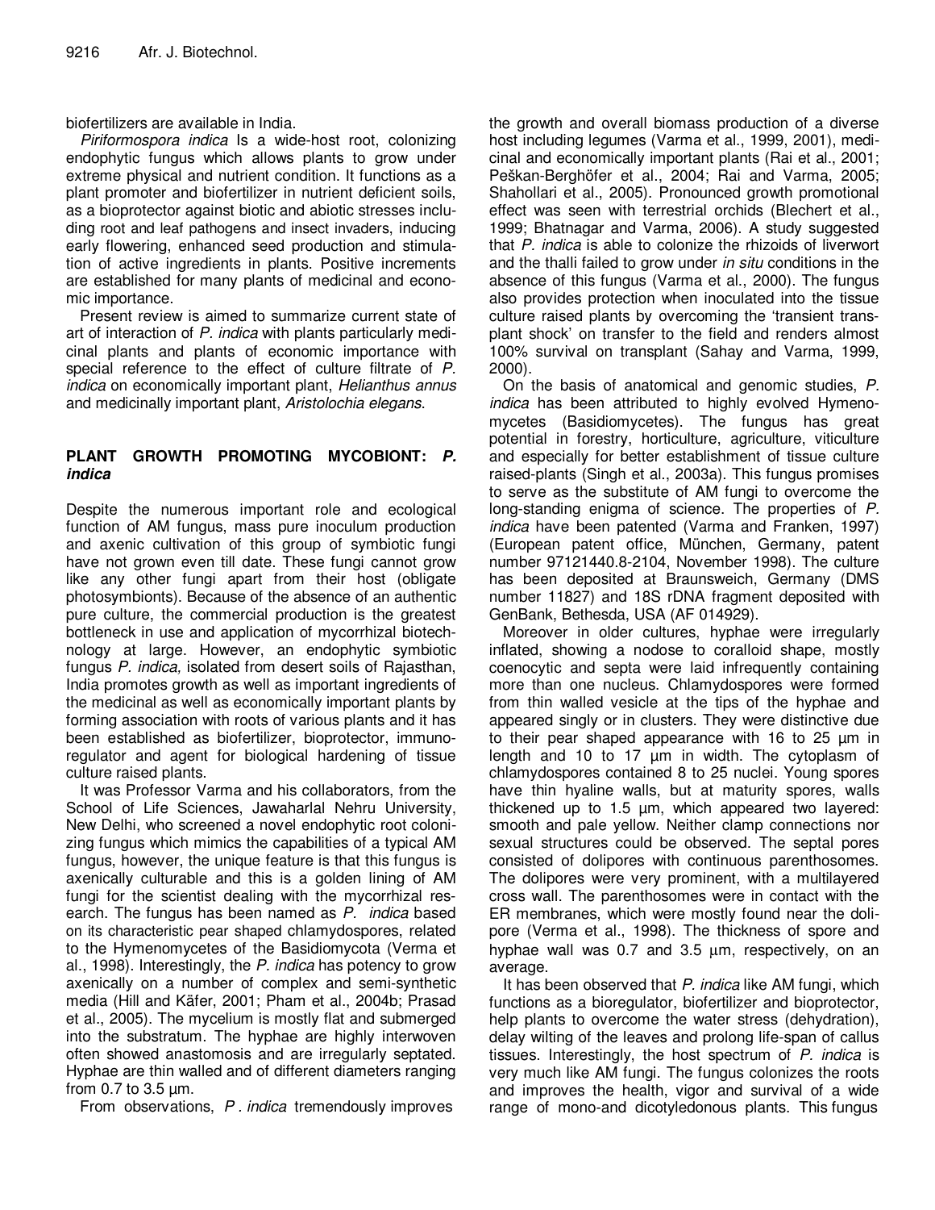biofertilizers are available in India.

*Piriformospora indica* Is a wide-host root, colonizing endophytic fungus which allows plants to grow under extreme physical and nutrient condition. It functions as a plant promoter and biofertilizer in nutrient deficient soils, as a bioprotector against biotic and abiotic stresses including root and leaf pathogens and insect invaders, inducing early flowering, enhanced seed production and stimulation of active ingredients in plants. Positive increments are established for many plants of medicinal and economic importance.

Present review is aimed to summarize current state of art of interaction of *P. indica* with plants particularly medicinal plants and plants of economic importance with special reference to the effect of culture filtrate of *P. indica* on economically important plant, *Helianthus annus* and medicinally important plant, *Aristolochia elegans*.

## PLANT GROWTH PROMOTING MYCOBIONT: *P. indica*

Despite the numerous important role and ecological function of AM fungus, mass pure inoculum production and axenic cultivation of this group of symbiotic fungi have not grown even till date. These fungi cannot grow like any other fungi apart from their host (obligate photosymbionts). Because of the absence of an authentic pure culture, the commercial production is the greatest bottleneck in use and application of mycorrhizal biotechnology at large. However, an endophytic symbiotic fungus *P. indica*, isolated from desert soils of Rajasthan, India promotes growth as well as important ingredients of the medicinal as well as economically important plants by forming association with roots of various plants and it has been established as biofertilizer, bioprotector, immunoregulator and agent for biological hardening of tissue culture raised plants.

It was Professor Varma and his collaborators, from the School of Life Sciences, Jawaharlal Nehru University, New Delhi, who screened a novel endophytic root colonizing fungus which mimics the capabilities of a typical AM fungus, however, the unique feature is that this fungus is axenically culturable and this is a golden lining of AM fungi for the scientist dealing with the mycorrhizal research. The fungus has been named as *P. indica* based on its characteristic pear shaped chlamydospores, related to the Hymenomycetes of the Basidiomycota (Verma et al., 1998). Interestingly, the *P. indica* has potency to grow axenically on a number of complex and semi-synthetic media (Hill and Käfer, 2001; Pham et al., 2004b; Prasad et al., 2005). The mycelium is mostly flat and submerged into the substratum. The hyphae are highly interwoven often showed anastomosis and are irregularly septated. Hyphae are thin walled and of different diameters ranging from 0.7 to 3.5 µm.

From observations, *P. indica* tremendously improves the growth and overall biomass production of a diverse host including legumes (Varma et al., 1999, 2001), medicinal and economically important plants (Rai et al., 2001; Peškan-Berghöfer et al., 2004; Rai and Varma, 2005; Shahollari et al., 2005). Pronounced growth promotional effect was seen with terrestrial orchids (Blechert et al., 1999; Bhatnagar and Varma, 2006). A study suggested that *P. indica* is able to colonize the rhizoids of liverwort and the thalli failed to grow under *in situ* conditions in the absence of this fungus (Varma et al., 2000). The fungus also provides protection when inoculated into the tissue culture raised plants by overcoming the 'transient transplant shock' on transfer to the field and renders almost 100% survival on transplant (Sahay and Varma, 1999, 2000).

On the basis of anatomical and genomic studies, *P. indica* has been attributed to highly evolved Hymenomycetes (Basidiomycetes). The fungus has great potential in forestry, horticulture, agriculture, viticulture and especially for better establishment of tissue culture raised-plants (Singh et al., 2003a). This fungus promises to serve as the substitute of AM fungi to overcome the long-standing enigma of science. The properties of *P. indica* have been patented (Varma and Franken, 1997) (European patent office, München, Germany, patent number 97121440.8-2104, November 1998). The culture has been deposited at Braunsweich, Germany (DMS number 11827) and 18S rDNA fragment deposited with GenBank, Bethesda, USA (AF 014929).

Moreover in older cultures, hyphae were irregularly inflated, showing a nodose to coralloid shape, mostly coenocytic and septa were laid infrequently containing more than one nucleus. Chlamydospores were formed from thin walled vesicle at the tips of the hyphae and appeared singly or in clusters. They were distinctive due to their pear shaped appearance with 16 to 25 µm in length and 10 to 17 µm in width. The cytoplasm of chlamydospores contained 8 to 25 nuclei. Young spores have thin hyaline walls, but at maturity spores, walls thickened up to 1.5 µm, which appeared two layered: smooth and pale yellow. Neither clamp connections nor sexual structures could be observed. The septal pores consisted of dolipores with continuous parenthosomes. The dolipores were very prominent, with a multilayered cross wall. The parenthosomes were in contact with the ER membranes, which were mostly found near the dolipore (Verma et al., 1998). The thickness of spore and hyphae wall was 0.7 and 3.5 µm, respectively, on an average.

It has been observed that *P. indica* like AM fungi, which functions as a bioregulator, biofertilizer and bioprotector, help plants to overcome the water stress (dehydration), delay wilting of the leaves and prolong life-span of callus tissues. Interestingly, the host spectrum of *P. indica* is very much like AM fungi. The fungus colonizes the roots and improves the health, vigor and survival of a wide range of mono-and dicotyledonous plants. This fungus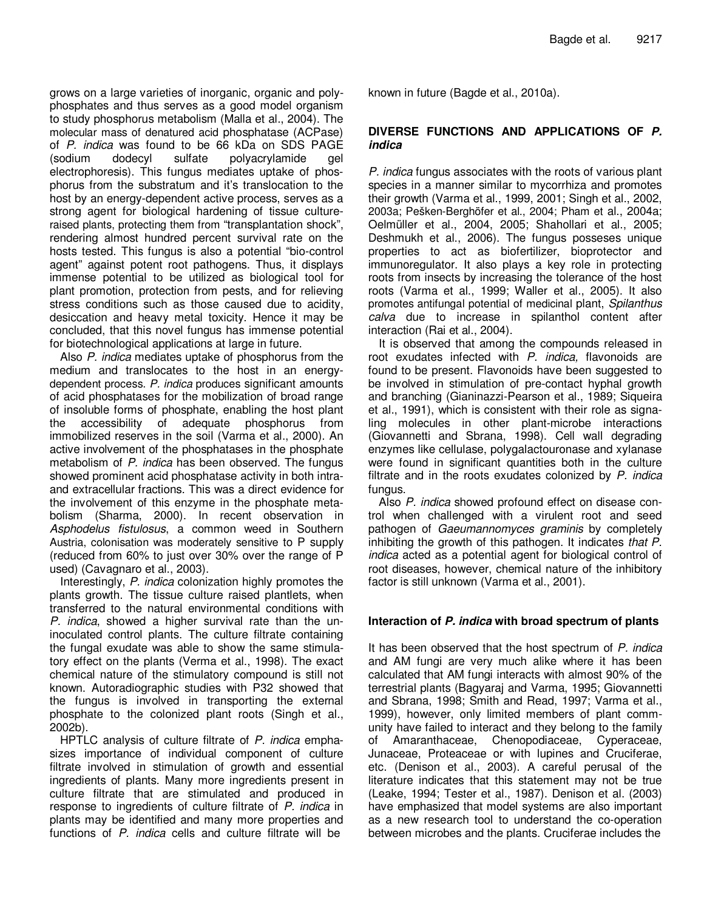grows on a large varieties of inorganic, organic and polyphosphates and thus serves as a good model organism to study phosphorus metabolism (Malla et al., 2004). The molecular mass of denatured acid phosphatase (ACPase) of *P. indica* was found to be 66 kDa on SDS PAGE (sodium dodecyl sulfate polyacrylamide gel electrophoresis). This fungus mediates uptake of phosphorus from the substratum and it's translocation to the host by an energy-dependent active process, serves as a strong agent for biological hardening of tissue culture-raised plants, protecting them from "transplantation shock", rendering almost hundred percent survival rate on the hosts tested. This fungus is also a potential "bio-control agent" against potent root pathogens. Thus, it displays immense potential to be utilized as biological tool for plant promotion, protection from pests, and for relieving stress conditions such as those caused due to acidity, desiccation and heavy metal toxicity. Hence it may be concluded, that this novel fungus has immense potential for biotechnological applications at large in future.

Also *P. indica* mediates uptake of phosphorus from the medium and translocates to the host in an energy-dependent process. *P. indica* produces significant amounts of acid phosphatases for the mobilization of broad range of insoluble forms of phosphate, enabling the host plant the accessibility of adequate phosphorus from immobilized reserves in the soil (Varma et al., 2000). An active involvement of the phosphatases in the phosphate metabolism of *P. indica* has been observed. The fungus showed prominent acid phosphatase activity in both intra- and extracellular fractions. This was a direct evidence for the involvement of this enzyme in the phosphate metabolism (Sharma, 2000). In recent observation in *Asphodelus fistulosus*, a common weed in Southern Austria, colonisation was moderately sensitive to P supply (reduced from 60% to just over 30% over the range of P used) (Cavagnaro et al., 2003).

Interestingly, *P. indica* colonization highly promotes the plants growth. The tissue culture raised plantlets, when transferred to the natural environmental conditions with *P. indica*, showed a higher survival rate than the uninoculated control plants. The culture filtrate containing the fungal exudate was able to show the same stimulatory effect on the plants (Verma et al., 1998). The exact chemical nature of the stimulatory compound is still not known. Autoradiographic studies with P32 showed that the fungus is involved in transporting the external phosphate to the colonized plant roots (Singh et al., 2002b).

HPTLC analysis of culture filtrate of *P. indica* emphasizes importance of individual component of culture filtrate involved in stimulation of growth and essential ingredients of plants. Many more ingredients present in culture filtrate that are stimulated and produced in response to ingredients of culture filtrate of *P. indica* in plants may be identified and many more properties and functions of *P. indica* cells and culture filtrate will be known in future (Bagde et al., 2010a).

## DIVERSE FUNCTIONS AND APPLICATIONS OF *P. indica*

*P. indica* fungus associates with the roots of various plant species in a manner similar to mycorrhiza and promotes their growth (Varma et al., 1999, 2001; Singh et al., 2002, 2003a; Pešken-Berghöfer et al., 2004; Pham et al., 2004a; Oelmüller et al., 2004, 2005; Shahollari et al., 2005; Deshmukh et al., 2006). The fungus posseses unique properties to act as biofertilizer, bioprotector and immunoregulator. It also plays a key role in protecting roots from insects by increasing the tolerance of the host roots (Varma et al., 1999; Waller et al., 2005). It also promotes antifungal potential of medicinal plant, *Spilanthus calva* due to increase in spilanthol content after interaction (Rai et al., 2004).

It is observed that among the compounds released in root exudates infected with *P. indica,* flavonoids are found to be present. Flavonoids have been suggested to be involved in stimulation of pre-contact hyphal growth and branching (Gianinazzi-Pearson et al., 1989; Siqueira et al., 1991), which is consistent with their role as signaling molecules in other plant-microbe interactions (Giovannetti and Sbrana, 1998). Cell wall degrading enzymes like cellulase, polygalactouronase and xylanase were found in significant quantities both in the culture filtrate and in the roots exudates colonized by *P. indica* fungus.

Also *P. indica* showed profound effect on disease control when challenged with a virulent root and seed pathogen of *Gaeumannomyces graminis* by completely inhibiting the growth of this pathogen. It indicates *that P. indica* acted as a potential agent for biological control of root diseases, however, chemical nature of the inhibitory factor is still unknown (Varma et al., 2001).

### Interaction of *P. indica* with broad spectrum of plants

It has been observed that the host spectrum of *P. indica* and AM fungi are very much alike where it has been calculated that AM fungi interacts with almost 90% of the terrestrial plants (Bagyaraj and Varma, 1995; Giovannetti and Sbrana, 1998; Smith and Read, 1997; Varma et al., 1999), however, only limited members of plant community have failed to interact and they belong to the family of Amaranthaceae, Chenopodiaceae, Cyperaceae, Junaceae, Proteaceae or with lupines and Cruciferae, etc. (Denison et al., 2003). A careful perusal of the literature indicates that this statement may not be true (Leake, 1994; Tester et al., 1987). Denison et al. (2003) have emphasized that model systems are also important as a new research tool to understand the co-operation between microbes and the plants. Cruciferae includes the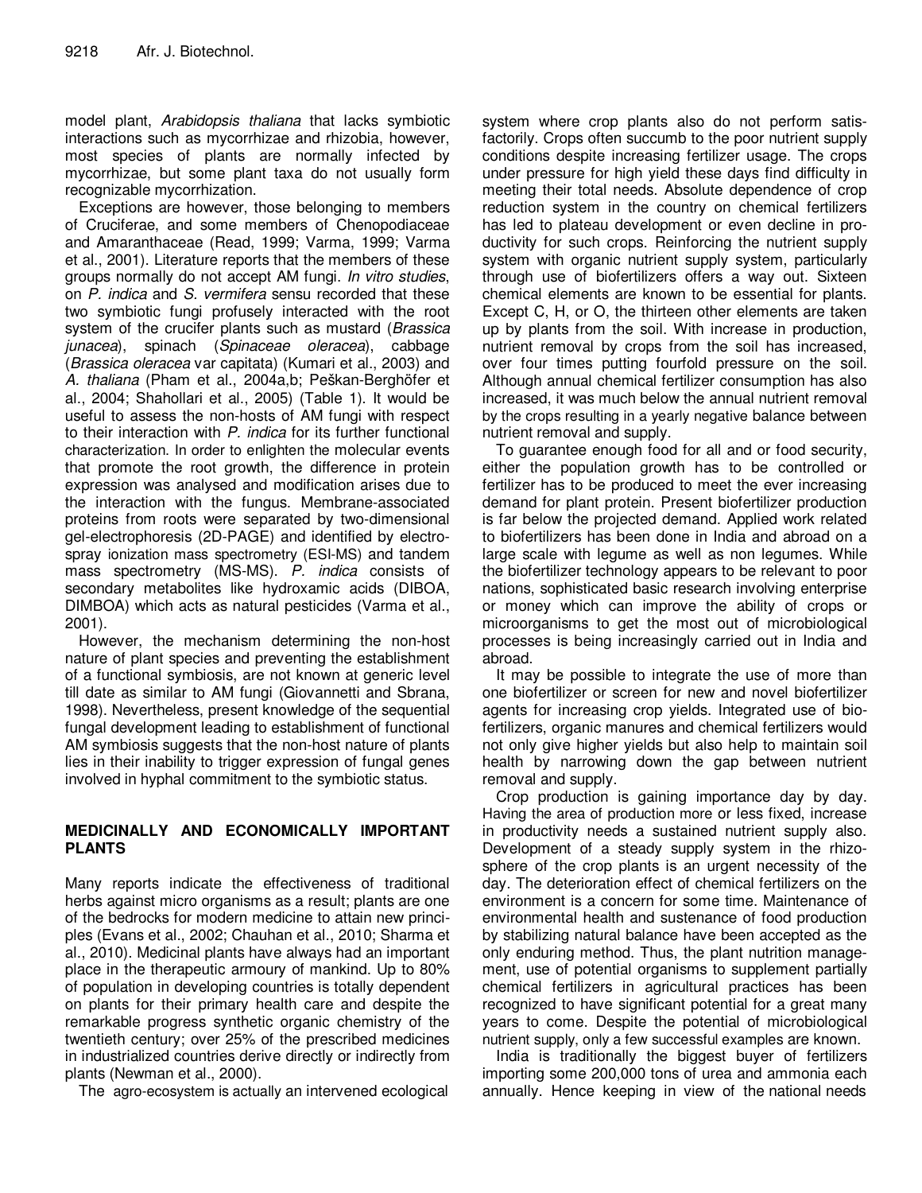model plant, *Arabidopsis thaliana* that lacks symbiotic interactions such as mycorrhizae and rhizobia, however, most species of plants are normally infected by mycorrhizae, but some plant taxa do not usually form recognizable mycorrhization.

Exceptions are however, those belonging to members of Cruciferae, and some members of Chenopodiaceae and Amaranthaceae (Read, 1999; Varma, 1999; Varma et al., 2001). Literature reports that the members of these groups normally do not accept AM fungi. *In vitro studies*, on *P. indica* and *S. vermifera* sensu recorded that these two symbiotic fungi profusely interacted with the root system of the crucifer plants such as mustard (*Brassica junacea*), spinach (*Spinaceae oleracea*), cabbage (*Brassica oleracea* var capitata) (Kumari et al., 2003) and *A. thaliana* (Pham et al., 2004a,b; Peškan-Berghöfer et al., 2004; Shahollari et al., 2005) (Table 1). It would be useful to assess the non-hosts of AM fungi with respect to their interaction with *P. indica* for its further functional characterization. In order to enlighten the molecular events that promote the root growth, the difference in protein expression was analysed and modification arises due to the interaction with the fungus. Membrane-associated proteins from roots were separated by two-dimensional gel-electrophoresis (2D-PAGE) and identified by electrospray ionization mass spectrometry (ESI-MS) and tandem mass spectrometry (MS-MS). *P. indica* consists of secondary metabolites like hydroxamic acids (DIBOA, DIMBOA) which acts as natural pesticides (Varma et al., 2001).

However, the mechanism determining the non-host nature of plant species and preventing the establishment of a functional symbiosis, are not known at generic level till date as similar to AM fungi (Giovannetti and Sbrana, 1998). Nevertheless, present knowledge of the sequential fungal development leading to establishment of functional AM symbiosis suggests that the non-host nature of plants lies in their inability to trigger expression of fungal genes involved in hyphal commitment to the symbiotic status.

## MEDICINALLY AND ECONOMICALLY IMPORTANT PLANTS

Many reports indicate the effectiveness of traditional herbs against micro organisms as a result; plants are one of the bedrocks for modern medicine to attain new principles (Evans et al., 2002; Chauhan et al., 2010; Sharma et al., 2010). Medicinal plants have always had an important place in the therapeutic armoury of mankind. Up to 80% of population in developing countries is totally dependent on plants for their primary health care and despite the remarkable progress synthetic organic chemistry of the twentieth century; over 25% of the prescribed medicines in industrialized countries derive directly or indirectly from plants (Newman et al., 2000).

The agro-ecosystem is actually an intervened ecological system where crop plants also do not perform satisfactorily. Crops often succumb to the poor nutrient supply conditions despite increasing fertilizer usage. The crops under pressure for high yield these days find difficulty in meeting their total needs. Absolute dependence of crop reduction system in the country on chemical fertilizers has led to plateau development or even decline in productivity for such crops. Reinforcing the nutrient supply system with organic nutrient supply system, particularly through use of biofertilizers offers a way out. Sixteen chemical elements are known to be essential for plants. Except C, H, or O, the thirteen other elements are taken up by plants from the soil. With increase in production, nutrient removal by crops from the soil has increased, over four times putting fourfold pressure on the soil. Although annual chemical fertilizer consumption has also increased, it was much below the annual nutrient removal by the crops resulting in a yearly negative balance between nutrient removal and supply.

To guarantee enough food for all and or food security, either the population growth has to be controlled or fertilizer has to be produced to meet the ever increasing demand for plant protein. Present biofertilizer production is far below the projected demand. Applied work related to biofertilizers has been done in India and abroad on a large scale with legume as well as non legumes. While the biofertilizer technology appears to be relevant to poor nations, sophisticated basic research involving enterprise or money which can improve the ability of crops or microorganisms to get the most out of microbiological processes is being increasingly carried out in India and abroad.

It may be possible to integrate the use of more than one biofertilizer or screen for new and novel biofertilizer agents for increasing crop yields. Integrated use of biofertilizers, organic manures and chemical fertilizers would not only give higher yields but also help to maintain soil health by narrowing down the gap between nutrient removal and supply.

Crop production is gaining importance day by day. Having the area of production more or less fixed, increase in productivity needs a sustained nutrient supply also. Development of a steady supply system in the rhizosphere of the crop plants is an urgent necessity of the day. The deterioration effect of chemical fertilizers on the environment is a concern for some time. Maintenance of environmental health and sustenance of food production by stabilizing natural balance have been accepted as the only enduring method. Thus, the plant nutrition management, use of potential organisms to supplement partially chemical fertilizers in agricultural practices has been recognized to have significant potential for a great many years to come. Despite the potential of microbiological nutrient supply, only a few successful examples are known.

India is traditionally the biggest buyer of fertilizers importing some 200,000 tons of urea and ammonia each annually. Hence keeping in view of the national needs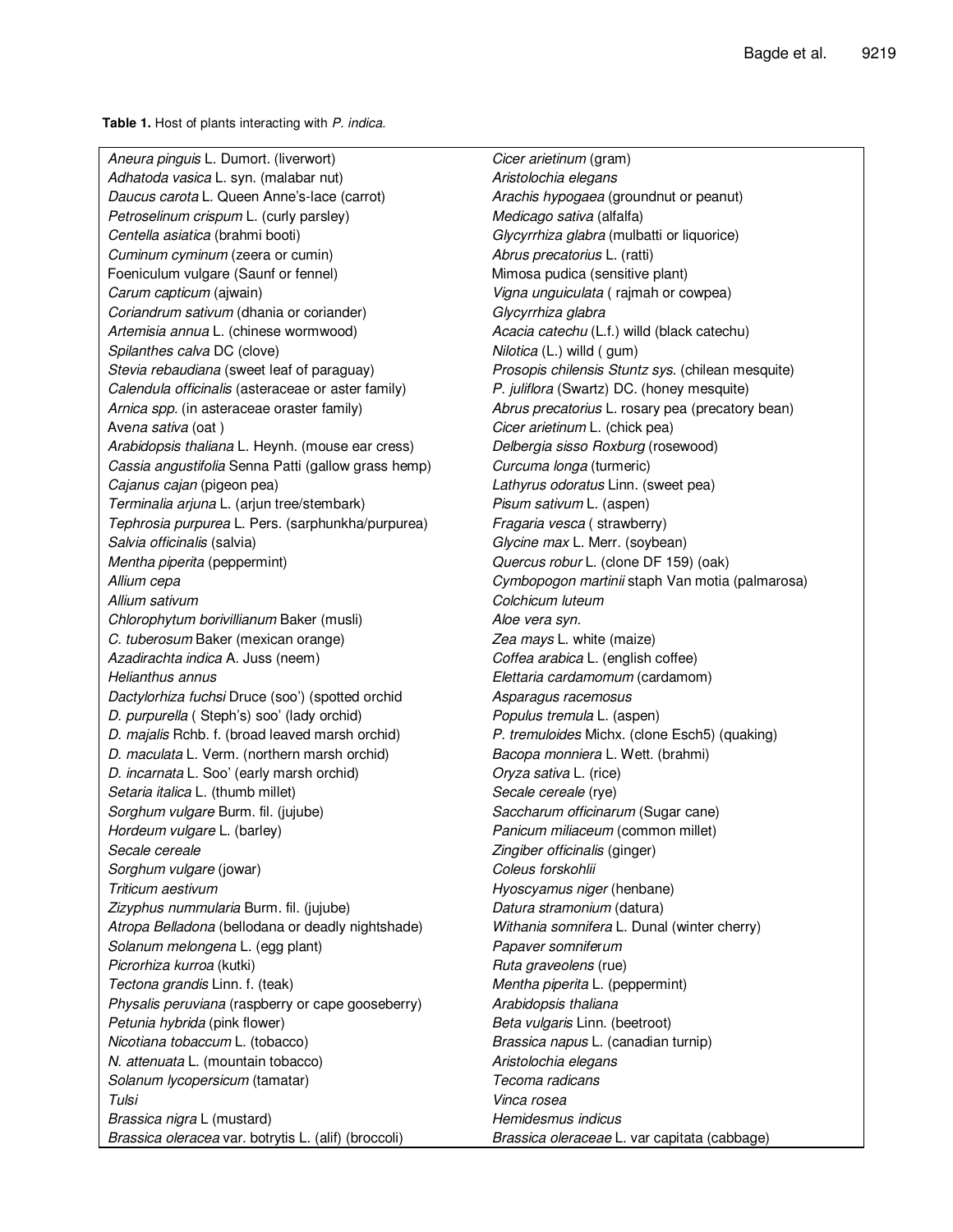**Table 1.** Host of plants interacting with *P. indica.*

| | |
|---|---|
| *Aneura pinguis* L. Dumort. (liverwort) | *Cicer arietinum* (gram) |
| *Adhatoda vasica* L. syn. (malabar nut) | *Aristolochia elegans* |
| *Daucus carota* L. Queen Anne's-lace (carrot) | *Arachis hypogaea* (groundnut or peanut) |
| *Petroselinum crispum* L. (curly parsley) | *Medicago sativa* (alfalfa) |
| *Centella asiatica* (brahmi booti) | *Glycyrrhiza glabra* (mulbatti or liquorice) |
| *Cuminum cyminum* (zeera or cumin) | *Abrus precatorius* L. (ratti) |
| Foeniculum vulgare (Saunf or fennel) | Mimosa pudica (sensitive plant) |
| *Carum capticum* (ajwain) | *Vigna unguiculata* ( rajmah or cowpea) |
| *Coriandrum sativum* (dhania or coriander) | *Glycyrrhiza glabra* |
| *Artemisia annua* L. (chinese wormwood) | *Acacia catechu* (L.f.) willd (black catechu) |
| *Spilanthes calva* DC (clove) | *Nilotica* (L.) willd ( gum) |
| *Stevia rebaudiana* (sweet leaf of paraguay) | *Prosopis chilensis Stuntz sys.* (chilean mesquite) |
| *Calendula officinalis* (asteraceae or aster family) | *P. juliflora* (Swartz) DC. (honey mesquite) |
| *Arnica spp.* (in asteraceae oraster family) | *Abrus precatorius* L. rosary pea (precatory bean) |
| Av*ena sativa* (oat ) | *Cicer arietinum* L. (chick pea) |
| *Arabidopsis thaliana* L. Heynh. (mouse ear cress) | *Delbergia sisso Roxburg* (rosewood) |
| *Cassia angustifolia* Senna Patti (gallow grass hemp) | *Curcuma longa* (turmeric) |
| *Cajanus cajan* (pigeon pea) | *Lathyrus odoratus* Linn. (sweet pea) |
| *Terminalia arjuna* L. (arjun tree/stembark) | *Pisum sativum* L. (aspen) |
| *Tephrosia purpurea* L. Pers. (sarphunkha/purpurea) | *Fragaria vesca* ( strawberry) |
| *Salvia officinalis* (salvia) | *Glycine max* L. Merr. (soybean) |
| *Mentha piperita* (peppermint) | *Quercus robur* L. (clone DF 159) (oak) |
| *Allium cepa* | *Cymbopogon martinii* staph Van motia (palmarosa) |
| *Allium sativum* | *Colchicum luteum* |
| *Chlorophytum borivillianum* Baker (musli) | *Aloe vera syn.* |
| *C. tuberosum* Baker (mexican orange) | *Zea mays* L. white (maize) |
| *Azadirachta indica* A. Juss (neem) | *Coffea arabica* L. (english coffee) |
| *Helianthus annus* | *Elettaria cardamomum* (cardamom) |
| *Dactylorhiza fuchsi* Druce (soo') (spotted orchid | *Asparagus racemosus* |
| *D. purpurella* ( Steph's) soo' (lady orchid) | *Populus tremula* L. (aspen) |
| *D. majalis* Rchb. f. (broad leaved marsh orchid) | *P. tremuloides* Michx. (clone Esch5) (quaking) |
| *D. maculata* L. Verm. (northern marsh orchid) | *Bacopa monniera* L. Wett. (brahmi) |
| *D. incarnata* L. Soo' (early marsh orchid) | *Oryza sativa* L. (rice) |
| *Setaria italica* L. (thumb millet) | *Secale cereale* (rye) |
| *Sorghum vulgare* Burm. fil. (jujube) | *Saccharum officinarum* (Sugar cane) |
| *Hordeum vulgare* L. (barley) | *Panicum miliaceum* (common millet) |
| *Secale cereale* | *Zingiber officinalis* (ginger) |
| *Sorghum vulgare* (jowar) | *Coleus forskohlii* |
| *Triticum aestivum* | *Hyoscyamus niger* (henbane) |
| *Zizyphus nummularia* Burm. fil. (jujube) | *Datura stramonium* (datura) |
| *Atropa Belladona* (bellodana or deadly nightshade) | *Withania somnifera* L. Dunal (winter cherry) |
| *Solanum melongena* L. (egg plant) | *Papaver somniferum* |
| *Picrorhiza kurroa* (kutki) | *Ruta graveolens* (rue) |
| *Tectona grandis* Linn. f. (teak) | *Mentha piperita* L. (peppermint) |
| *Physalis peruviana* (raspberry or cape gooseberry) | *Arabidopsis thaliana* |
| *Petunia hybrida* (pink flower) | *Beta vulgaris* Linn. (beetroot) |
| *Nicotiana tobaccum* L. (tobacco) | *Brassica napus* L. (canadian turnip) |
| *N. attenuata* L. (mountain tobacco) | *Aristolochia elegans* |
| *Solanum lycopersicum* (tamatar) | *Tecoma radicans* |
| *Tulsi* | *Vinca rosea* |
| *Brassica nigra* L (mustard) | *Hemidesmus indicus* |
| *Brassica oleracea* var. botrytis L. (alif) (broccoli) | *Brassica oleraceae* L. var capitata (cabbage) |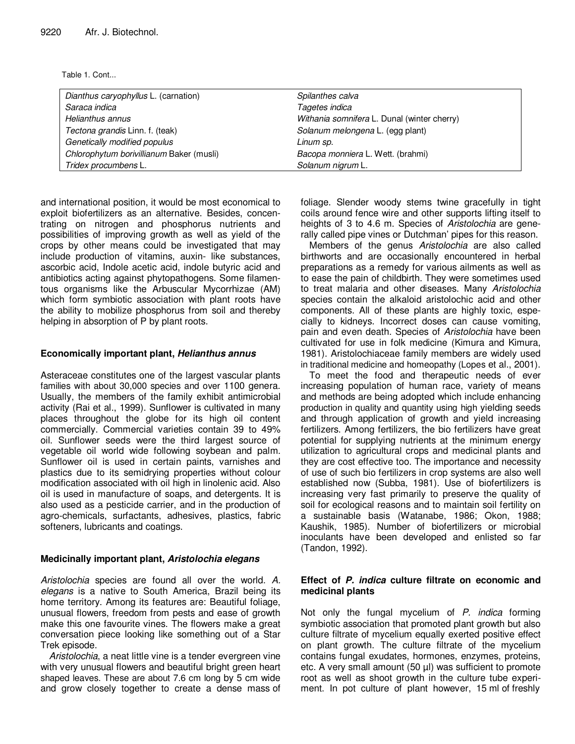Table 1. Cont...

| | |
|---|---|
| *Dianthus caryophyllus* L. (carnation) | *Spilanthes calva* |
| *Saraca indica* | *Tagetes indica* |
| *Helianthus annus* | *Withania somnifera* L. Dunal (winter cherry) |
| *Tectona grandis* Linn. f. (teak) | *Solanum melongena* L. (egg plant) |
| Genetically modified *populus* | *Linum sp.* |
| *Chlorophytum borivillianum* Baker (musli) | *Bacopa monniera* L. Wett. (brahmi) |
| *Tridex procumbens* L. | *Solanum nigrum* L. |

and international position, it would be most economical to exploit biofertilizers as an alternative. Besides, concentrating on nitrogen and phosphorus nutrients and possibilities of improving growth as well as yield of the crops by other means could be investigated that may include production of vitamins, auxin- like substances, ascorbic acid, Indole acetic acid, indole butyric acid and antibiotics acting against phytopathogens. Some filamentous organisms like the Arbuscular Mycorrhizae (AM) which form symbiotic association with plant roots have the ability to mobilize phosphorus from soil and thereby helping in absorption of P by plant roots.

## Economically important plant, *Helianthus annus*

Asteraceae constitutes one of the largest vascular plants families with about 30,000 species and over 1100 genera. Usually, the members of the family exhibit antimicrobial activity (Rai et al., 1999). Sunflower is cultivated in many places throughout the globe for its high oil content commercially. Commercial varieties contain 39 to 49% oil. Sunflower seeds were the third largest source of vegetable oil world wide following soybean and palm. Sunflower oil is used in certain paints, varnishes and plastics due to its semidrying properties without colour modification associated with oil high in linolenic acid. Also oil is used in manufacture of soaps, and detergents. It is also used as a pesticide carrier, and in the production of agro-chemicals, surfactants, adhesives, plastics, fabric softeners, lubricants and coatings.

## Medicinally important plant, *Aristolochia elegans*

*Aristolochia* species are found all over the world. *A. elegans* is a native to South America, Brazil being its home territory. Among its features are: Beautiful foliage, unusual flowers, freedom from pests and ease of growth make this one favourite vines. The flowers make a great conversation piece looking like something out of a Star Trek episode.

*Aristolochia*, a neat little vine is a tender evergreen vine with very unusual flowers and beautiful bright green heart shaped leaves. These are about 7.6 cm long by 5 cm wide and grow closely together to create a dense mass of foliage. Slender woody stems twine gracefully in tight coils around fence wire and other supports lifting itself to heights of 3 to 4.6 m. Species of *Aristolochia* are generally called pipe vines or Dutchman' pipes for this reason.

Members of the genus *Aristolochia* are also called birthworts and are occasionally encountered in herbal preparations as a remedy for various ailments as well as to ease the pain of childbirth. They were sometimes used to treat malaria and other diseases. Many *Aristolochia* species contain the alkaloid aristolochic acid and other components. All of these plants are highly toxic, especially to kidneys. Incorrect doses can cause vomiting, pain and even death. Species of *Aristolochia* have been cultivated for use in folk medicine (Kimura and Kimura, 1981). Aristolochiaceae family members are widely used in traditional medicine and homeopathy (Lopes et al., 2001).

To meet the food and therapeutic needs of ever increasing population of human race, variety of means and methods are being adopted which include enhancing production in quality and quantity using high yielding seeds and through application of growth and yield increasing fertilizers. Among fertilizers, the bio fertilizers have great potential for supplying nutrients at the minimum energy utilization to agricultural crops and medicinal plants and they are cost effective too. The importance and necessity of use of such bio fertilizers in crop systems are also well established now (Subba, 1981). Use of biofertilizers is increasing very fast primarily to preserve the quality of soil for ecological reasons and to maintain soil fertility on a sustainable basis (Watanabe, 1986; Okon, 1988; Kaushik, 1985). Number of biofertilizers or microbial inoculants have been developed and enlisted so far (Tandon, 1992).

## Effect of *P. indica* culture filtrate on economic and medicinal plants

Not only the fungal mycelium of *P. indica* forming symbiotic association that promoted plant growth but also culture filtrate of mycelium equally exerted positive effect on plant growth. The culture filtrate of the mycelium contains fungal exudates, hormones, enzymes, proteins, etc. A very small amount (50 µl) was sufficient to promote root as well as shoot growth in the culture tube experiment. In pot culture of plant however, 15 ml of freshly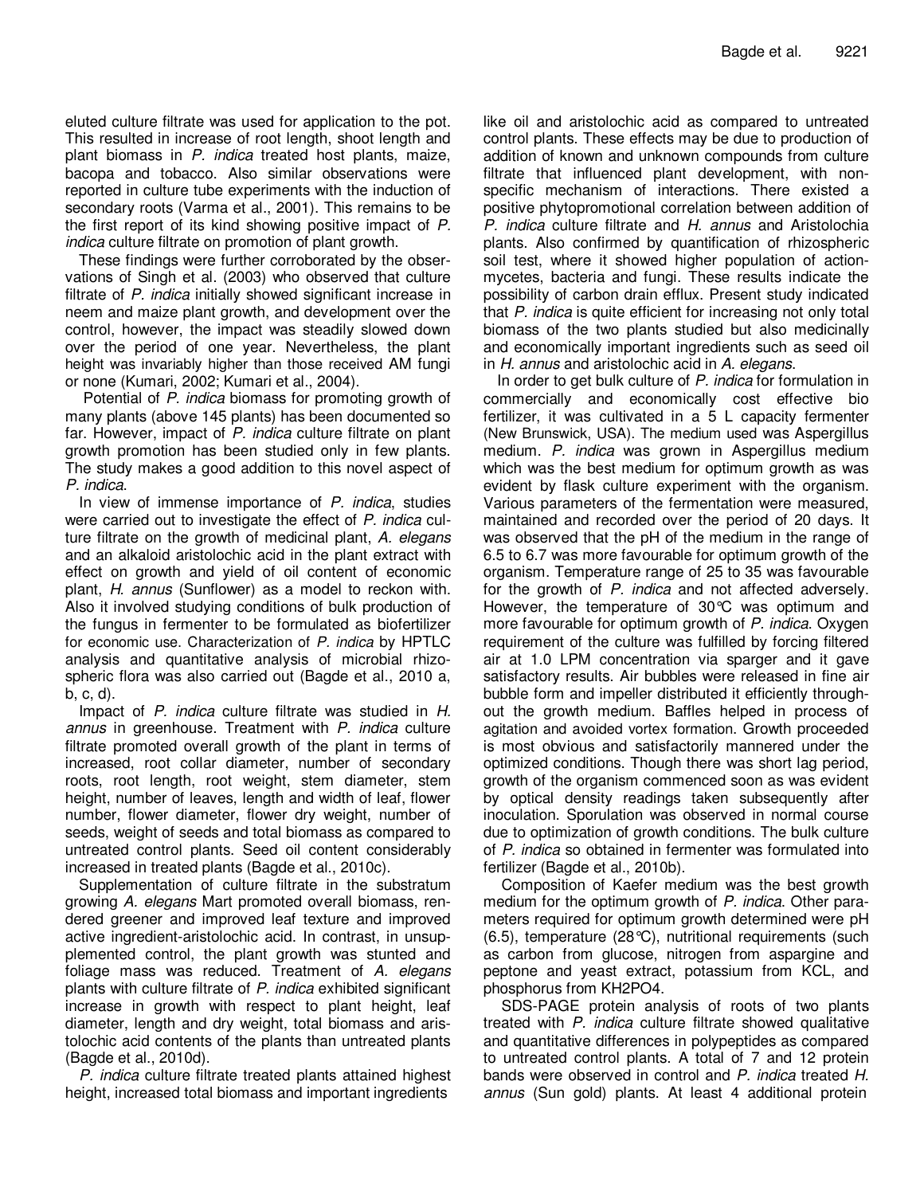eluted culture filtrate was used for application to the pot. This resulted in increase of root length, shoot length and plant biomass in *P. indica* treated host plants, maize, bacopa and tobacco. Also similar observations were reported in culture tube experiments with the induction of secondary roots (Varma et al., 2001). This remains to be the first report of its kind showing positive impact of *P. indica* culture filtrate on promotion of plant growth.

These findings were further corroborated by the observations of Singh et al. (2003) who observed that culture filtrate of *P. indica* initially showed significant increase in neem and maize plant growth, and development over the control, however, the impact was steadily slowed down over the period of one year. Nevertheless, the plant height was invariably higher than those received AM fungi or none (Kumari, 2002; Kumari et al., 2004).

Potential of *P. indica* biomass for promoting growth of many plants (above 145 plants) has been documented so far. However, impact of *P. indica* culture filtrate on plant growth promotion has been studied only in few plants. The study makes a good addition to this novel aspect of *P. indica*.

In view of immense importance of *P. indica*, studies were carried out to investigate the effect of *P. indica* culture filtrate on the growth of medicinal plant, *A. elegans* and an alkaloid aristolochic acid in the plant extract with effect on growth and yield of oil content of economic plant, *H. annus* (Sunflower) as a model to reckon with. Also it involved studying conditions of bulk production of the fungus in fermenter to be formulated as biofertilizer for economic use. Characterization of *P. indica* by HPTLC analysis and quantitative analysis of microbial rhizospheric flora was also carried out (Bagde et al., 2010 a, b, c, d).

Impact of *P. indica* culture filtrate was studied in *H. annus* in greenhouse. Treatment with *P. indica* culture filtrate promoted overall growth of the plant in terms of increased, root collar diameter, number of secondary roots, root length, root weight, stem diameter, stem height, number of leaves, length and width of leaf, flower number, flower diameter, flower dry weight, number of seeds, weight of seeds and total biomass as compared to untreated control plants. Seed oil content considerably increased in treated plants (Bagde et al., 2010c).

Supplementation of culture filtrate in the substratum growing *A. elegans* Mart promoted overall biomass, rendered greener and improved leaf texture and improved active ingredient-aristolochic acid. In contrast, in unsupplemented control, the plant growth was stunted and foliage mass was reduced. Treatment of *A. elegans* plants with culture filtrate of *P. indica* exhibited significant increase in growth with respect to plant height, leaf diameter, length and dry weight, total biomass and aristolochic acid contents of the plants than untreated plants (Bagde et al., 2010d).

*P. indica* culture filtrate treated plants attained highest height, increased total biomass and important ingredients like oil and aristolochic acid as compared to untreated control plants. These effects may be due to production of addition of known and unknown compounds from culture filtrate that influenced plant development, with non-specific mechanism of interactions. There existed a positive phytopromotional correlation between addition of *P. indica* culture filtrate and *H. annus* and Aristolochia plants. Also confirmed by quantification of rhizospheric soil test, where it showed higher population of actionmycetes, bacteria and fungi. These results indicate the possibility of carbon drain efflux. Present study indicated that *P. indica* is quite efficient for increasing not only total biomass of the two plants studied but also medicinally and economically important ingredients such as seed oil in *H. annus* and aristolochic acid in *A. elegans*.

In order to get bulk culture of *P. indica* for formulation in commercially and economically cost effective bio fertilizer, it was cultivated in a 5 L capacity fermenter (New Brunswick, USA). The medium used was Aspergillus medium. *P. indica* was grown in Aspergillus medium which was the best medium for optimum growth as was evident by flask culture experiment with the organism. Various parameters of the fermentation were measured, maintained and recorded over the period of 20 days. It was observed that the pH of the medium in the range of 6.5 to 6.7 was more favourable for optimum growth of the organism. Temperature range of 25 to 35 was favourable for the growth of *P. indica* and not affected adversely. However, the temperature of 30°C was optimum and more favourable for optimum growth of *P. indica*. Oxygen requirement of the culture was fulfilled by forcing filtered air at 1.0 LPM concentration via sparger and it gave satisfactory results. Air bubbles were released in fine air bubble form and impeller distributed it efficiently throughout the growth medium. Baffles helped in process of agitation and avoided vortex formation. Growth proceeded is most obvious and satisfactorily mannered under the optimized conditions. Though there was short lag period, growth of the organism commenced soon as was evident by optical density readings taken subsequently after inoculation. Sporulation was observed in normal course due to optimization of growth conditions. The bulk culture of *P. indica* so obtained in fermenter was formulated into fertilizer (Bagde et al., 2010b).

Composition of Kaefer medium was the best growth medium for the optimum growth of *P. indica*. Other parameters required for optimum growth determined were pH (6.5), temperature (28°C), nutritional requirements (such as carbon from glucose, nitrogen from aspargine and peptone and yeast extract, potassium from KCL, and phosphorus from $KH_2PO_4$.

SDS-PAGE protein analysis of roots of two plants treated with *P. indica* culture filtrate showed qualitative and quantitative differences in polypeptides as compared to untreated control plants. A total of 7 and 12 protein bands were observed in control and *P. indica* treated *H. annus* (Sun gold) plants. At least 4 additional protein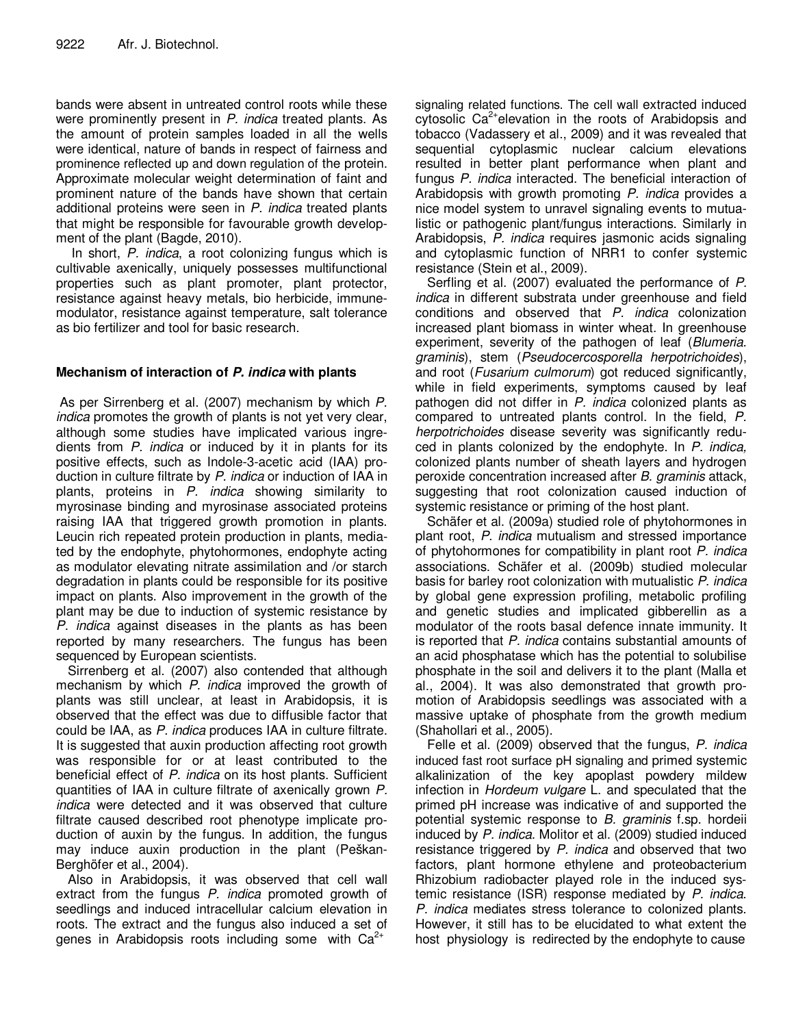bands were absent in untreated control roots while these were prominently present in *P. indica* treated plants. As the amount of protein samples loaded in all the wells were identical, nature of bands in respect of fairness and prominence reflected up and down regulation of the protein. Approximate molecular weight determination of faint and prominent nature of the bands have shown that certain additional proteins were seen in *P. indica* treated plants that might be responsible for favourable growth development of the plant (Bagde, 2010).

In short, *P. indica*, a root colonizing fungus which is cultivable axenically, uniquely possesses multifunctional properties such as plant promoter, plant protector, resistance against heavy metals, bio herbicide, immune-modulator, resistance against temperature, salt tolerance as bio fertilizer and tool for basic research.

## Mechanism of interaction of *P. indica* with plants

As per Sirrenberg et al. (2007) mechanism by which *P. indica* promotes the growth of plants is not yet very clear, although some studies have implicated various ingredients from *P. indica* or induced by it in plants for its positive effects, such as Indole-3-acetic acid (IAA) production in culture filtrate by *P. indica* or induction of IAA in plants, proteins in *P. indica* showing similarity to myrosinase binding and myrosinase associated proteins raising IAA that triggered growth promotion in plants. Leucin rich repeated protein production in plants, mediated by the endophyte, phytohormones, endophyte acting as modulator elevating nitrate assimilation and /or starch degradation in plants could be responsible for its positive impact on plants. Also improvement in the growth of the plant may be due to induction of systemic resistance by *P. indica* against diseases in the plants as has been reported by many researchers. The fungus has been sequenced by European scientists.

Sirrenberg et al. (2007) also contended that although mechanism by which *P. indica* improved the growth of plants was still unclear, at least in Arabidopsis, it is observed that the effect was due to diffusible factor that could be IAA, as *P. indica* produces IAA in culture filtrate. It is suggested that auxin production affecting root growth was responsible for or at least contributed to the beneficial effect of *P. indica* on its host plants. Sufficient quantities of IAA in culture filtrate of axenically grown *P. indica* were detected and it was observed that culture filtrate caused described root phenotype implicate production of auxin by the fungus. In addition, the fungus may induce auxin production in the plant (Peškan-Berghöfer et al., 2004).

Also in Arabidopsis, it was observed that cell wall extract from the fungus *P. indica* promoted growth of seedlings and induced intracellular calcium elevation in roots. The extract and the fungus also induced a set of genes in Arabidopsis roots including some with $Ca^{2+}$ signaling related functions. The cell wall extracted induced cytosolic $Ca^{2+}$elevation in the roots of Arabidopsis and tobacco (Vadassery et al., 2009) and it was revealed that sequential cytoplasmic nuclear calcium elevations resulted in better plant performance when plant and fungus *P. indica* interacted. The beneficial interaction of Arabidopsis with growth promoting *P. indica* provides a nice model system to unravel signaling events to mutualistic or pathogenic plant/fungus interactions. Similarly in Arabidopsis, *P. indica* requires jasmonic acids signaling and cytoplasmic function of NRR1 to confer systemic resistance (Stein et al., 2009).

Serfling et al. (2007) evaluated the performance of *P. indica* in different substrata under greenhouse and field conditions and observed that *P. indica* colonization increased plant biomass in winter wheat. In greenhouse experiment, severity of the pathogen of leaf (*Blumeria. graminis*), stem (*Pseudocercosporella herpotrichoides*), and root (*Fusarium culmorum*) got reduced significantly, while in field experiments, symptoms caused by leaf pathogen did not differ in *P. indica* colonized plants as compared to untreated plants control. In the field, *P. herpotrichoides* disease severity was significantly reduced in plants colonized by the endophyte. In *P. indica,* colonized plants number of sheath layers and hydrogen peroxide concentration increased after *B. graminis* attack, suggesting that root colonization caused induction of systemic resistance or priming of the host plant.

Schäfer et al. (2009a) studied role of phytohormones in plant root, *P. indica* mutualism and stressed importance of phytohormones for compatibility in plant root *P. indica* associations. Schäfer et al. (2009b) studied molecular basis for barley root colonization with mutualistic *P. indica* by global gene expression profiling, metabolic profiling and genetic studies and implicated gibberellin as a modulator of the roots basal defence innate immunity. It is reported that *P. indica* contains substantial amounts of an acid phosphatase which has the potential to solubilise phosphate in the soil and delivers it to the plant (Malla et al., 2004). It was also demonstrated that growth promotion of Arabidopsis seedlings was associated with a massive uptake of phosphate from the growth medium (Shahollari et al., 2005).

Felle et al. (2009) observed that the fungus, *P. indica* induced fast root surface pH signaling and primed systemic alkalinization of the key apoplast powdery mildew infection in *Hordeum vulgare* L. and speculated that the primed pH increase was indicative of and supported the potential systemic response to *B. graminis* f.sp. hordeii induced by *P. indica*. Molitor et al. (2009) studied induced resistance triggered by *P. indica* and observed that two factors, plant hormone ethylene and proteobacterium Rhizobium radiobacter played role in the induced systemic resistance (ISR) response mediated by *P. indica*. *P. indica* mediates stress tolerance to colonized plants. However, it still has to be elucidated to what extent the host physiology is redirected by the endophyte to cause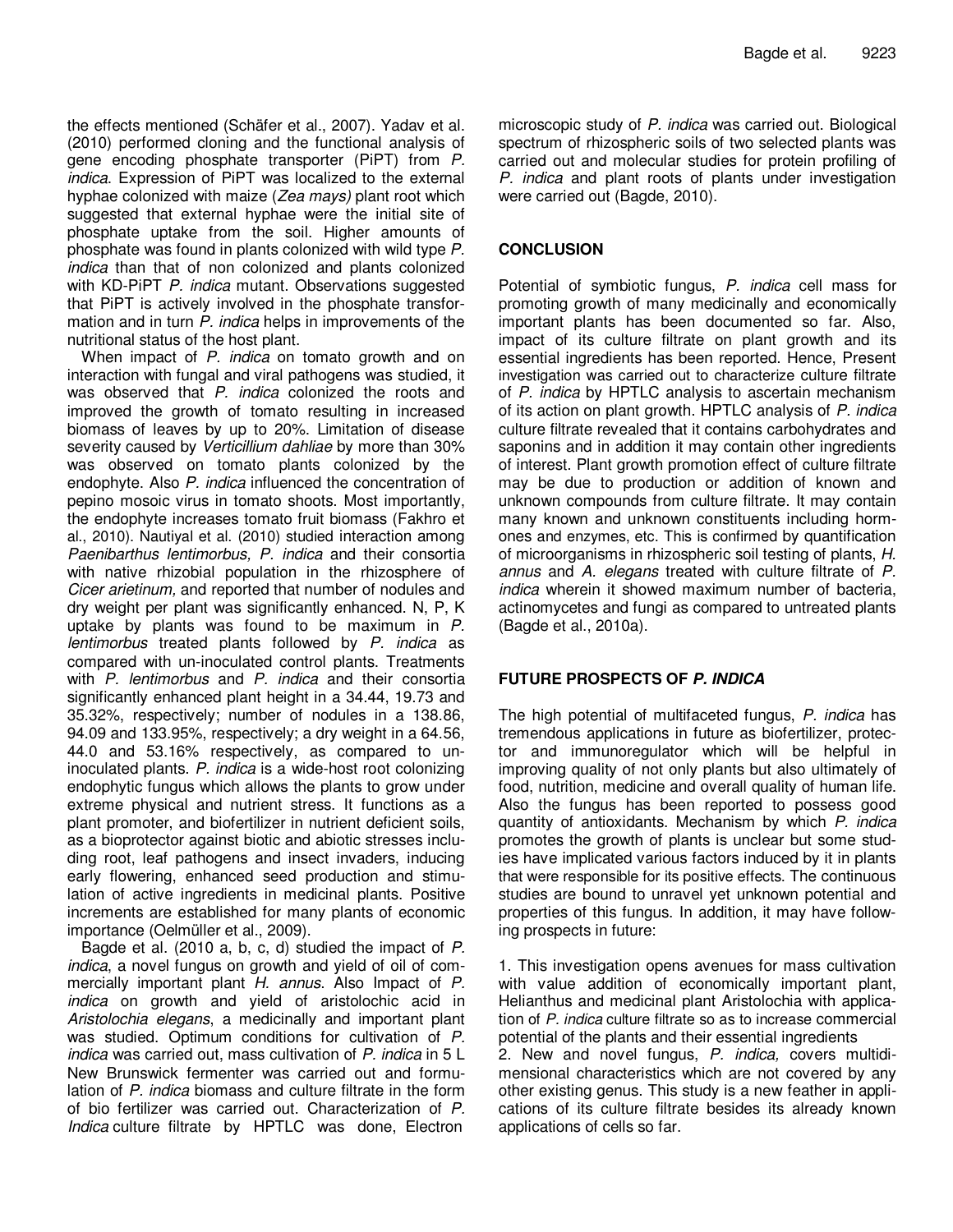the effects mentioned (Schäfer et al., 2007). Yadav et al. (2010) performed cloning and the functional analysis of gene encoding phosphate transporter (PiPT) from *P. indica*. Expression of PiPT was localized to the external hyphae colonized with maize (*Zea mays)* plant root which suggested that external hyphae were the initial site of phosphate uptake from the soil. Higher amounts of phosphate was found in plants colonized with wild type *P. indica* than that of non colonized and plants colonized with KD-PiPT *P. indica* mutant. Observations suggested that PiPT is actively involved in the phosphate transformation and in turn *P. indica* helps in improvements of the nutritional status of the host plant.

When impact of *P. indica* on tomato growth and on interaction with fungal and viral pathogens was studied, it was observed that *P. indica* colonized the roots and improved the growth of tomato resulting in increased biomass of leaves by up to 20%. Limitation of disease severity caused by *Verticillium dahliae* by more than 30% was observed on tomato plants colonized by the endophyte. Also *P. indica* influenced the concentration of pepino mosoic virus in tomato shoots. Most importantly, the endophyte increases tomato fruit biomass (Fakhro et al., 2010). Nautiyal et al. (2010) studied interaction among *Paenibarthus lentimorbus, P. indica* and their consortia with native rhizobial population in the rhizosphere of *Cicer arietinum,* and reported that number of nodules and dry weight per plant was significantly enhanced. N, P, K uptake by plants was found to be maximum in *P. lentimorbus* treated plants followed by *P. indica* as compared with un-inoculated control plants. Treatments with *P. lentimorbus* and *P. indica* and their consortia significantly enhanced plant height in a 34.44, 19.73 and 35.32%, respectively; number of nodules in a 138.86, 94.09 and 133.95%, respectively; a dry weight in a 64.56, 44.0 and 53.16% respectively, as compared to un-inoculated plants. *P. indica* is a wide-host root colonizing endophytic fungus which allows the plants to grow under extreme physical and nutrient stress. It functions as a plant promoter, and biofertilizer in nutrient deficient soils, as a bioprotector against biotic and abiotic stresses including root, leaf pathogens and insect invaders, inducing early flowering, enhanced seed production and stimulation of active ingredients in medicinal plants. Positive increments are established for many plants of economic importance (Oelmüller et al., 2009).

Bagde et al. (2010 a, b, c, d) studied the impact of *P. indica*, a novel fungus on growth and yield of oil of commercially important plant *H. annus*. Also Impact of *P. indica* on growth and yield of aristolochic acid in *Aristolochia elegans*, a medicinally and important plant was studied. Optimum conditions for cultivation of *P. indica* was carried out, mass cultivation of *P. indica* in 5 L New Brunswick fermenter was carried out and formulation of *P. indica* biomass and culture filtrate in the form of bio fertilizer was carried out. Characterization of *P. Indica* culture filtrate by HPTLC was done, Electron microscopic study of *P. indica* was carried out. Biological spectrum of rhizospheric soils of two selected plants was carried out and molecular studies for protein profiling of *P. indica* and plant roots of plants under investigation were carried out (Bagde, 2010).

## CONCLUSION

Potential of symbiotic fungus, *P. indica* cell mass for promoting growth of many medicinally and economically important plants has been documented so far. Also, impact of its culture filtrate on plant growth and its essential ingredients has been reported. Hence, Present investigation was carried out to characterize culture filtrate of *P. indica* by HPTLC analysis to ascertain mechanism of its action on plant growth. HPTLC analysis of *P. indica* culture filtrate revealed that it contains carbohydrates and saponins and in addition it may contain other ingredients of interest. Plant growth promotion effect of culture filtrate may be due to production or addition of known and unknown compounds from culture filtrate. It may contain many known and unknown constituents including hormones and enzymes, etc. This is confirmed by quantification of microorganisms in rhizospheric soil testing of plants, *H. annus* and *A. elegans* treated with culture filtrate of *P. indica* wherein it showed maximum number of bacteria, actinomycetes and fungi as compared to untreated plants (Bagde et al., 2010a).

## FUTURE PROSPECTS OF *P. INDICA*

The high potential of multifaceted fungus, *P. indica* has tremendous applications in future as biofertilizer, protector and immunoregulator which will be helpful in improving quality of not only plants but also ultimately of food, nutrition, medicine and overall quality of human life. Also the fungus has been reported to possess good quantity of antioxidants. Mechanism by which *P. indica* promotes the growth of plants is unclear but some studies have implicated various factors induced by it in plants that were responsible for its positive effects. The continuous studies are bound to unravel yet unknown potential and properties of this fungus. In addition, it may have following prospects in future:

1. This investigation opens avenues for mass cultivation with value addition of economically important plant, Helianthus and medicinal plant Aristolochia with application of *P. indica* culture filtrate so as to increase commercial potential of the plants and their essential ingredients
2. New and novel fungus, *P. indica,* covers multidimensional characteristics which are not covered by any other existing genus. This study is a new feather in applications of its culture filtrate besides its already known applications of cells so far.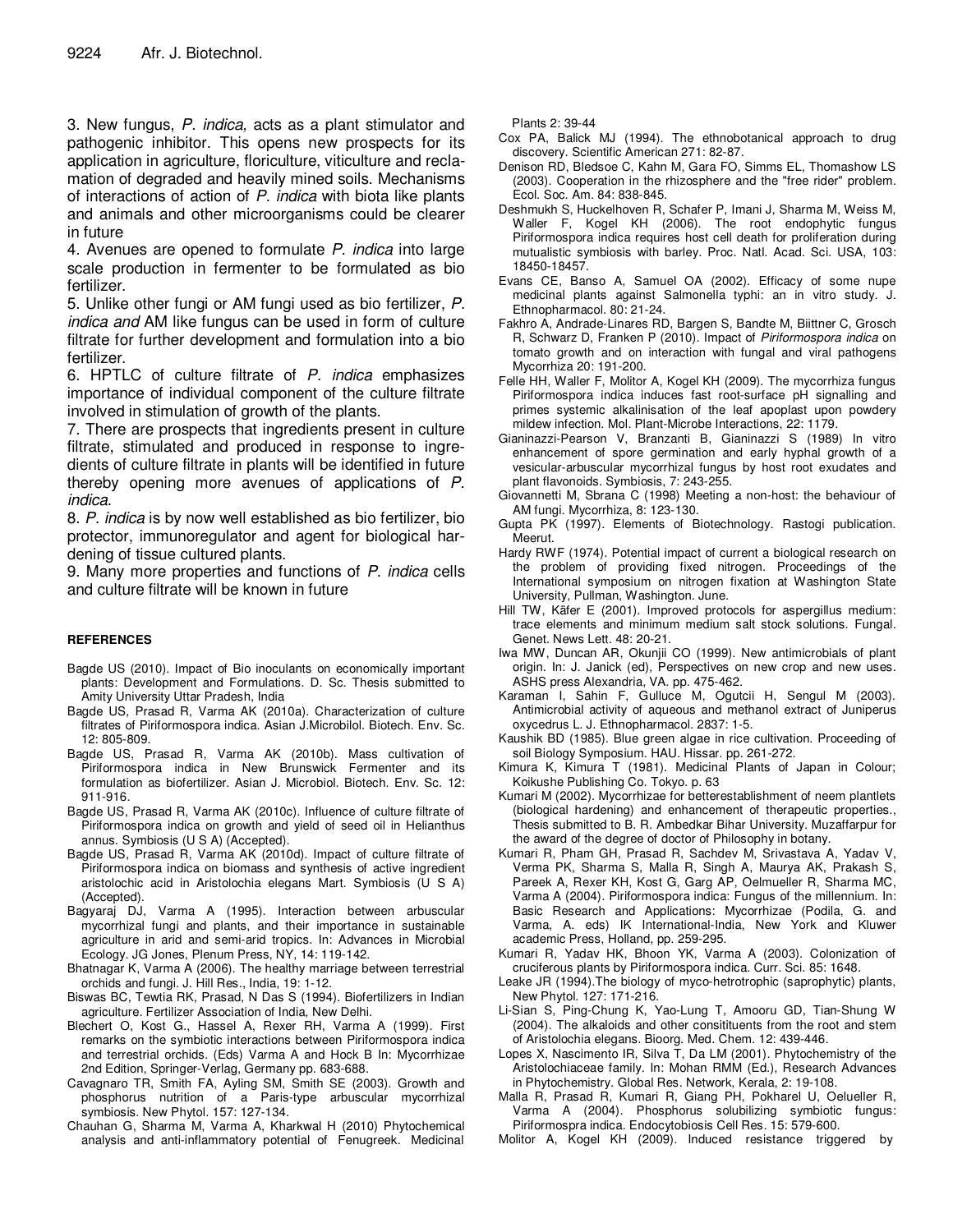3. New fungus, *P. indica,* acts as a plant stimulator and pathogenic inhibitor. This opens new prospects for its application in agriculture, floriculture, viticulture and reclamation of degraded and heavily mined soils. Mechanisms of interactions of action of *P. indica* with biota like plants and animals and other microorganisms could be clearer in future

4. Avenues are opened to formulate *P. indica* into large scale production in fermenter to be formulated as bio fertilizer.

5. Unlike other fungi or AM fungi used as bio fertilizer, *P. indica and* AM like fungus can be used in form of culture filtrate for further development and formulation into a bio fertilizer.

6. HPTLC of culture filtrate of *P. indica* emphasizes importance of individual component of the culture filtrate involved in stimulation of growth of the plants.

7. There are prospects that ingredients present in culture filtrate, stimulated and produced in response to ingredients of culture filtrate in plants will be identified in future thereby opening more avenues of applications of *P. indica.*

8. *P. indica* is by now well established as bio fertilizer, bio protector, immunoregulator and agent for biological hardening of tissue cultured plants.

9. Many more properties and functions of *P. indica* cells and culture filtrate will be known in future

**REFERENCES**

Bagde US (2010). Impact of Bio inoculants on economically important plants: Development and Formulations. D. Sc. Thesis submitted to Amity University Uttar Pradesh, India

Bagde US, Prasad R, Varma AK (2010a). Characterization of culture filtrates of Piriformospora indica. Asian J.Microbilol. Biotech. Env. Sc. 12: 805-809.

Bagde US, Prasad R, Varma AK (2010b). Mass cultivation of Piriformospora indica in New Brunswick Fermenter and its formulation as biofertilizer. Asian J. Microbiol. Biotech. Env. Sc. 12: 911-916.

Bagde US, Prasad R, Varma AK (2010c). Influence of culture filtrate of Piriformospora indica on growth and yield of seed oil in Helianthus annus. Symbiosis (U S A) (Accepted).

Bagde US, Prasad R, Varma AK (2010d). Impact of culture filtrate of Piriformospora indica on biomass and synthesis of active ingredient aristolochic acid in Aristolochia elegans Mart. Symbiosis (U S A) (Accepted).

Bagyaraj DJ, Varma A (1995). Interaction between arbuscular mycorrhizal fungi and plants, and their importance in sustainable agriculture in arid and semi-arid tropics. In: Advances in Microbial Ecology. JG Jones, Plenum Press, NY, 14: 119-142.

Bhatnagar K, Varma A (2006). The healthy marriage between terrestrial orchids and fungi. J. Hill Res., India, 19: 1-12.

Biswas BC, Tewtia RK, Prasad, N Das S (1994). Biofertilizers in Indian agriculture. Fertilizer Association of India, New Delhi.

Blechert O, Kost G., Hassel A, Rexer RH, Varma A (1999). First remarks on the symbiotic interactions between Piriformospora indica and terrestrial orchids. (Eds) Varma A and Hock B In: Mycorrhizae 2nd Edition, Springer-Verlag, Germany pp. 683-688.

Cavagnaro TR, Smith FA, Ayling SM, Smith SE (2003). Growth and phosphorus nutrition of a Paris-type arbuscular mycorrhizal symbiosis. New Phytol. 157: 127-134.

Chauhan G, Sharma M, Varma A, Kharkwal H (2010) Phytochemical analysis and anti-inflammatory potential of Fenugreek. Medicinal Plants 2: 39-44

Cox PA, Balick MJ (1994). The ethnobotanical approach to drug discovery. Scientific American 271: 82-87.

Denison RD, Bledsoe C, Kahn M, Gara FO, Simms EL, Thomashow LS (2003). Cooperation in the rhizosphere and the "free rider" problem. Ecol. Soc. Am. 84: 838-845.

Deshmukh S, Huckelhoven R, Schafer P, Imani J, Sharma M, Weiss M, Waller F, Kogel KH (2006). The root endophytic fungus Piriformospora indica requires host cell death for proliferation during mutualistic symbiosis with barley. Proc. Natl. Acad. Sci. USA, 103: 18450-18457.

Evans CE, Banso A, Samuel OA (2002). Efficacy of some nupe medicinal plants against Salmonella typhi: an in vitro study. J. Ethnopharmacol. 80: 21-24.

Fakhro A, Andrade-Linares RD, Bargen S, Bandte M, Biittner C, Grosch R, Schwarz D, Franken P (2010). Impact of *Piriformospora indica* on tomato growth and on interaction with fungal and viral pathogens Mycorrhiza 20: 191-200.

Felle HH, Waller F, Molitor A, Kogel KH (2009). The mycorrhiza fungus Piriformospora indica induces fast root-surface pH signalling and primes systemic alkalinisation of the leaf apoplast upon powdery mildew infection. Mol. Plant-Microbe Interactions, 22: 1179.

Gianinazzi-Pearson V, Branzanti B, Gianinazzi S (1989) In vitro enhancement of spore germination and early hyphal growth of a vesicular-arbuscular mycorrhizal fungus by host root exudates and plant flavonoids. Symbiosis, 7: 243-255.

Giovannetti M, Sbrana C (1998) Meeting a non-host: the behaviour of AM fungi. Mycorrhiza, 8: 123-130.

Gupta PK (1997). Elements of Biotechnology. Rastogi publication. Meerut.

Hardy RWF (1974). Potential impact of current a biological research on the problem of providing fixed nitrogen. Proceedings of the International symposium on nitrogen fixation at Washington State University, Pullman, Washington. June.

Hill TW, Käfer E (2001). Improved protocols for aspergillus medium: trace elements and minimum medium salt stock solutions. Fungal. Genet. News Lett. 48: 20-21.

Iwa MW, Duncan AR, Okunjii CO (1999). New antimicrobials of plant origin. In: J. Janick (ed), Perspectives on new crop and new uses. ASHS press Alexandria, VA. pp. 475-462.

Karaman I, Sahin F, Gulluce M, Ogutcii H, Sengul M (2003). Antimicrobial activity of aqueous and methanol extract of Juniperus oxycedrus L. J. Ethnopharmacol. 2837: 1-5.

Kaushik BD (1985). Blue green algae in rice cultivation. Proceeding of soil Biology Symposium. HAU. Hissar. pp. 261-272.

Kimura K, Kimura T (1981). Medicinal Plants of Japan in Colour; Koikushe Publishing Co. Tokyo. p. 63

Kumari M (2002). Mycorrhizae for betterestablishment of neem plantlets (biological hardening) and enhancement of therapeutic properties., Thesis submitted to B. R. Ambedkar Bihar University. Muzaffarpur for the award of the degree of doctor of Philosophy in botany.

Kumari R, Pham GH, Prasad R, Sachdev M, Srivastava A, Yadav V, Verma PK, Sharma S, Malla R, Singh A, Maurya AK, Prakash S, Pareek A, Rexer KH, Kost G, Garg AP, Oelmueller R, Sharma MC, Varma A (2004). Piriformospora indica: Fungus of the millennium. In: Basic Research and Applications: Mycorrhizae (Podila, G. and Varma, A. eds) IK International-India, New York and Kluwer academic Press, Holland, pp. 259-295.

Kumari R, Yadav HK, Bhoon YK, Varma A (2003). Colonization of cruciferous plants by Piriformospora indica. Curr. Sci. 85: 1648.

Leake JR (1994).The biology of myco-hetrotrophic (saprophytic) plants, New Phytol. 127: 171-216.

Li-Sian S, Ping-Chung K, Yao-Lung T, Amooru GD, Tian-Shung W (2004). The alkaloids and other consitituents from the root and stem of Aristolochia elegans. Bioorg. Med. Chem. 12: 439-446.

Lopes X, Nascimento IR, Silva T, Da LM (2001). Phytochemistry of the Aristolochiaceae family. In: Mohan RMM (Ed.), Research Advances in Phytochemistry. Global Res. Network, Kerala, 2: 19-108.

Malla R, Prasad R, Kumari R, Giang PH, Pokharel U, Oelueller R, Varma A (2004). Phosphorus solubilizing symbiotic fungus: Piriformospra indica. Endocytobiosis Cell Res. 15: 579-600.

Molitor A, Kogel KH (2009). Induced resistance triggered by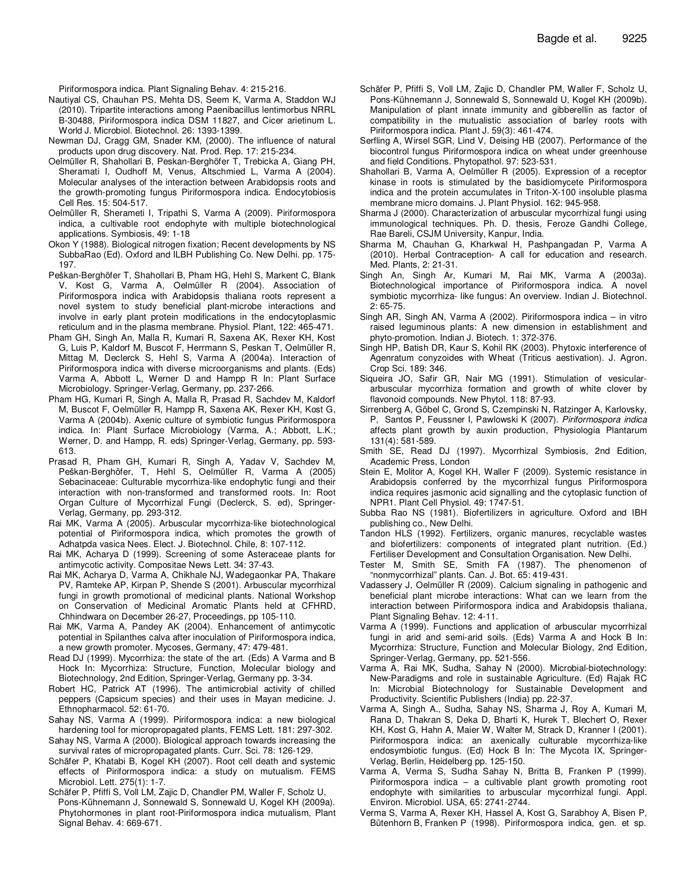Piriformospora indica. Plant Signaling Behav. 4: 215-216.

Nautiyal CS, Chauhan PS, Mehta DS, Seem K, Varma A, Staddon WJ (2010). Tripartite interactions among Paenibacillus lentimorbus NRRL B-30488, Piriformospora indica DSM 11827, and Cicer arietinum L. World J. Microbiol. Biotechnol. 26: 1393-1399.

Newman DJ, Cragg GM, Snader KM, (2000). The influence of natural products upon drug discovery. Nat. Prod. Rep. 17: 215-234.

Oelmüller R, Shahollari B, Peskan-Berghőfer T, Trebicka A, Giang PH, Sheramati I, Oudhoff M, Venus, Altschmied L, Varma A (2004). Molecular analyses of the interaction between Arabidopsis roots and the growth-promoting fungus Piriformospora indica. Endocytobiosis Cell Res. 15: 504-517.

Oelmüller R, Sherameti I, Tripathi S, Varma A (2009). Piriformospora indica, a cultivable root endophyte with multiple biotechnological applications. Symbiosis, 49: 1-18

Okon Y (1988). Biological nitrogen fixation; Recent developments by NS SubbaRao (Ed). Oxford and ILBH Publishing Co. New Delhi. pp. 175-197.

Peškan-Berghőfer T, Shahollari B, Pham HG, Hehl S, Markent C, Blank V, Kost G, Varma A, Oelmüller R (2004). Association of Piriformospora indica with Arabidopsis thaliana roots represent a novel system to study beneficial plant-microbe interactions and involve in early plant protein modifications in the endocytoplasmic reticulum and in the plasma membrane. Physiol. Plant, 122: 465-471.

Pham GH, Singh An, Malla R, Kumari R, Saxena AK, Rexer KH, Kost G, Luis P, Kaldorf M, Buscot F, Herrmann S, Peskan T, Oelmüller R, Mittag M, Declerck S, Hehl S, Varma A (2004a). Interaction of Piriformospora indica with diverse microorganisms and plants. (Eds) Varma A, Abbott L, Werner D and Hampp R In: Plant Surface Microbiology. Springer-Verlag, Germany, pp. 237-266.

Pham HG, Kumari R, Singh A, Malla R, Prasad R, Sachdev M, Kaldorf M, Buscot F, Oelmüller R, Hampp R, Saxena AK, Rexer KH, Kost G, Varma A (2004b). Axenic culture of symbiotic fungus Piriformospora indica. In: Plant Surface Microbiology (Varma, A.; Abbott, L.K.; Werner, D. and Hampp, R. eds) Springer-Verlag, Germany, pp. 593-613.

Prasad R, Pham GH, Kumari R, Singh A, Yadav V, Sachdev M, Peškan-Berghőfer, T, Hehl S, Oelmüller R, Varma A (2005) Sebacinaceae: Culturable mycorrhiza-like endophytic fungi and their interaction with non-transformed and transformed roots. In: Root Organ Culture of Mycorrhizal Fungi (Declerck, S. ed), Springer-Verlag, Germany, pp. 293-312.

Rai MK, Varma A (2005). Arbuscular mycorrhiza-like biotechnological potential of Piriformospora indica, which promotes the growth of Adhatpda vasica Nees. Elect. J. Biotechnol. Chile, 8: 107-112.

Rai MK, Acharya D (1999). Screening of some Asteraceae plants for antimycotic activity. Compositae News Lett. 34: 37-43.

Rai MK, Acharya D, Varma A, Chikhale NJ, Wadegaonkar PA, Thakare PV, Ramteke AP, Kirpan P, Shende S (2001). Arbuscular mycorrhizal fungi in growth promotional of medicinal plants. National Workshop on Conservation of Medicinal Aromatic Plants held at CFHRD, Chhindwara on December 26-27, Proceedings, pp 105-110.

Rai MK, Varma A, Pandey AK (2004). Enhancement of antimycotic potential in Spilanthes calva after inoculation of Piriformospora indica, a new growth promoter. Mycoses, Germany, 47: 479-481.

Read DJ (1999). Mycorrhiza: the state of the art. (Eds) A Varma and B Hock In: Mycorrhiza: Structure, Function, Molecular biology and Biotechnology, 2nd Edition, Springer-Verlag, Germany pp. 3-34.

Robert HC, Patrick AT (1996). The antimicrobial activity of chilled peppers (Capsicum species) and their uses in Mayan medicine. J. Ethnopharmacol. 52: 61-70.

Sahay NS, Varma A (1999). Piriformospora indica: a new biological hardening tool for micropropagated plants, FEMS Lett. 181: 297-302.

Sahay NS, Varma A (2000). Biological approach towards increasing the survival rates of micropropagated plants. Curr. Sci. 78: 126-129.

Schäfer P, Khatabi B, Kogel KH (2007). Root cell death and systemic effects of Piriformospora indica: a study on mutualism. FEMS Microbiol. Lett. 275(1): 1-7.

Schäfer P, Pfiffi S, Voll LM, Zajic D, Chandler PM, Waller F, Scholz U, Pons-Kühnemann J, Sonnewald S, Sonnewald U, Kogel KH (2009a). Phytohormones in plant root-Piriformospora indica mutualism, Plant Signal Behav. 4: 669-671.

Schäfer P, Pfiffi S, Voll LM, Zajic D, Chandler PM, Waller F, Scholz U, Pons-Kühnemann J, Sonnewald S, Sonnewald U, Kogel KH (2009b). Manipulation of plant innate immunity and gibberellin as factor of compatibility in the mutualistic association of barley roots with Piriformospora indica. Plant J. 59(3): 461-474.

Serfling A, Wirsel SGR, Lind V, Deising HB (2007). Performance of the biocontrol fungus Piriformospora indica on wheat under greenhouse and field Conditions. Phytopathol. 97: 523-531.

Shahollari B, Varma A, Oelmüller R (2005). Expression of a receptor kinase in roots is stimulated by the basidiomycete Piriformospora indica and the protein accumulates in Triton-X-100 insoluble plasma membrane micro domains. J. Plant Physiol. 162: 945-958.

Sharma J (2000). Characterization of arbuscular mycorrhizal fungi using immunological techniques. Ph. D. thesis, Feroze Gandhi College, Rae Bareli, CSJM University, Kanpur, India.

Sharma M, Chauhan G, Kharkwal H, Pashpangadan P, Varma A (2010). Herbal Contraception- A call for education and research. Med. Plants, 2: 21-31.

Singh An, Singh Ar, Kumari M, Rai MK, Varma A (2003a). Biotechnological importance of Piriformospora indica. A novel symbiotic mycorrhiza- like fungus: An overview. Indian J. Biotechnol. 2: 65-75.

Singh AR, Singh AN, Varma A (2002). Piriformospora indica – in vitro raised leguminous plants: A new dimension in establishment and phyto-promotion. Indian J. Biotech. 1: 372-376.

Singh HP, Batish DR, Kaur S, Kohil RK (2003). Phytoxic interference of Agenratum conyzoides with Wheat (Triticus aestivation). J. Agron. Crop Sci. 189: 346.

Siqueira JO, Safir GR, Nair MG (1991). Stimulation of vesicular-arbuscular mycorrhiza formation and growth of white clover by flavonoid compounds. New Phytol. 118: 87-93.

Sirrenberg A, Göbel C, Grond S, Czempinski N, Ratzinger A, Karlovsky, P, Santos P, Feussner I, Pawlowski K (2007). *Piriformospora indica* affects plant growth by auxin production, Physiologia Plantarum 131(4): 581-589.

Smith SE, Read DJ (1997). Mycorrhizal Symbiosis, 2nd Edition, Academic Press, London

Stein E, Molitor A, Kogel KH, Waller F (2009). Systemic resistance in Arabidopsis conferred by the mycorrhizal fungus Piriformospora indica requires jasmonic acid signalling and the cytoplasic function of NPR1. Plant Cell Physiol. 49: 1747-51.

Subba Rao NS (1981). Biofertilizers in agriculture. Oxford and IBH publishing co., New Delhi.

Tandon HLS (1992). Fertilizers, organic manures, recyclable wastes and biofertilizers: components of integrated plant nutrition. (Ed.) Fertiliser Development and Consultation Organisation. New Delhi.

Tester M, Smith SE, Smith FA (1987). The phenomenon of "nonmycorrhizal" plants. Can. J. Bot. 65: 419-431.

Vadassery J, Oelmüller R (2009). Calcium signaling in pathogenic and beneficial plant microbe interactions: What can we learn from the interaction between Piriformospora indica and Arabidopsis thaliana, Plant Signaling Behav. 12: 4-11.

Varma A (1999). Functions and application of arbuscular mycorrhizal fungi in arid and semi-arid soils. (Eds) Varma A and Hock B In: Mycorrhiza: Structure, Function and Molecular Biology, 2nd Edition, Springer-Verlag, Germany, pp. 521-556.

Varma A, Rai MK, Sudha, Sahay N (2000). Microbial-biotechnology: New-Paradigms and role in sustainable Agriculture. (Ed) Rajak RC In: Microbial Biotechnology for Sustainable Development and Productivity. Scientific Publishers (India) pp. 22-37.

Varma A, Singh A., Sudha, Sahay NS, Sharma J, Roy A, Kumari M, Rana D, Thakran S, Deka D, Bharti K, Hurek T, Blechert O, Rexer KH, Kost G, Hahn A, Maier W, Walter M, Strack D, Kranner I (2001). Piriformospora indica: an axenically culturable mycorrhiza-like endosymbiotic fungus. (Ed) Hock B In: The Mycota IX, Springer-Verlag, Berlin, Heidelberg pp. 125-150.

Varma A, Verma S, Sudha Sahay N, Britta B, Franken P (1999). Piriformospora indica – a cultivable plant growth promoting root endophyte with similarities to arbuscular mycorrhizal fungi. Appl. Environ. Microbiol. USA, 65: 2741-2744.

Verma S, Varma A, Rexer KH, Hassel A, Kost G, Sarabhoy A, Bisen P, Bütenhorn B, Franken P (1998). Piriformospora indica, gen. et sp.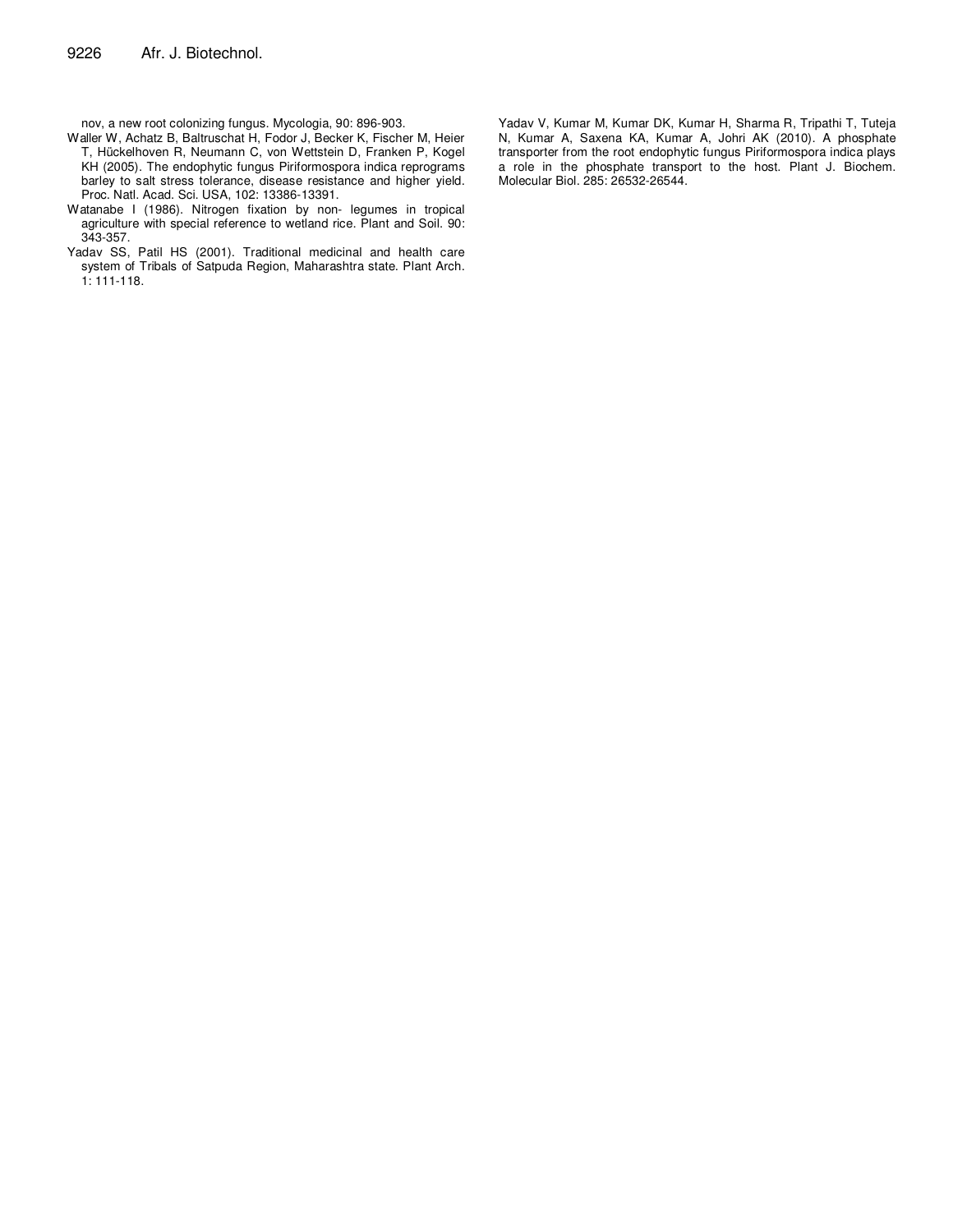nov, a new root colonizing fungus. Mycologia, 90: 896-903.

Waller W, Achatz B, Baltruschat H, Fodor J, Becker K, Fischer M, Heier T, Hückelhoven R, Neumann C, von Wettstein D, Franken P, Kogel KH (2005). The endophytic fungus Piriformospora indica reprograms barley to salt stress tolerance, disease resistance and higher yield. Proc. Natl. Acad. Sci. USA, 102: 13386-13391.

Watanabe I (1986). Nitrogen fixation by non- legumes in tropical agriculture with special reference to wetland rice. Plant and Soil. 90: 343-357.

Yadav SS, Patil HS (2001). Traditional medicinal and health care system of Tribals of Satpuda Region, Maharashtra state. Plant Arch. 1: 111-118.

Yadav V, Kumar M, Kumar DK, Kumar H, Sharma R, Tripathi T, Tuteja N, Kumar A, Saxena KA, Kumar A, Johri AK (2010). A phosphate transporter from the root endophytic fungus Piriformospora indica plays a role in the phosphate transport to the host. Plant J. Biochem. Molecular Biol. 285: 26532-26544.